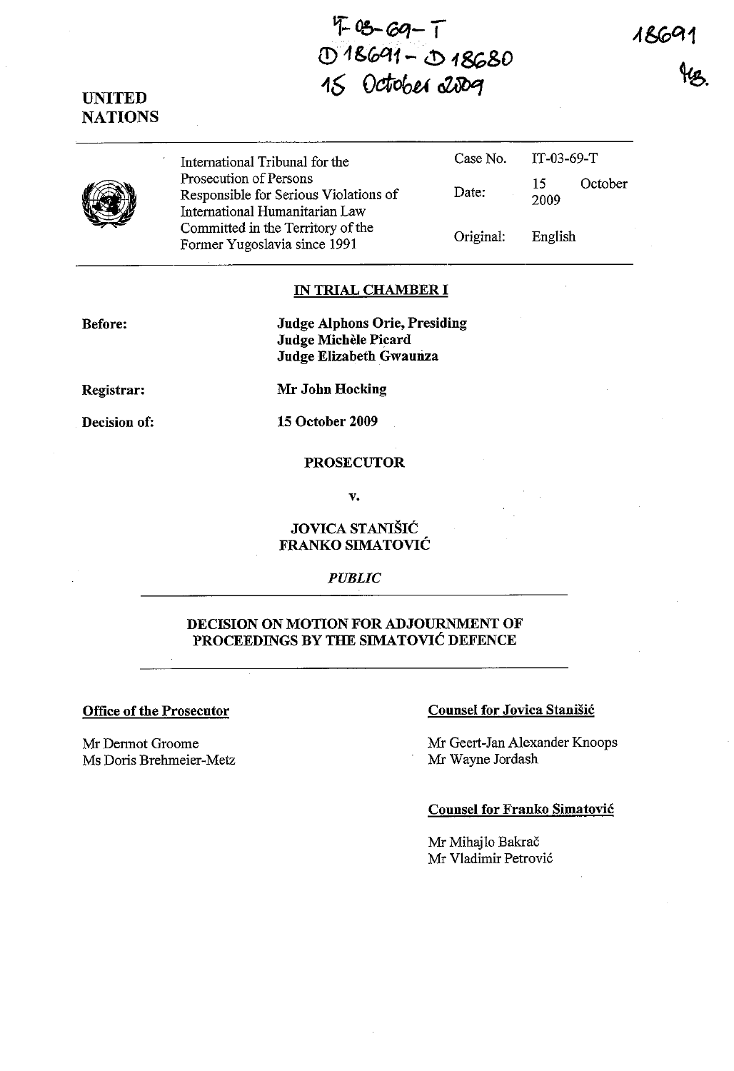IT-03-69-T
D18691 - D18680
15 October 2009

18691

UNITED NATIONS

| | International Tribunal for the Prosecution of Persons Responsible for Serious Violations of International Humanitarian Law Committed in the Territory of the Former Yugoslavia since 1991 | Case No. | IT-03-69-T |
|---|---|---|---|
| | | Date: | 15 October 2009 |
| | | Original: | English |

**IN TRIAL CHAMBER I**

**Before:** **Judge Alphons Orie, Presiding**
**Judge Michèle Picard**
**Judge Elizabeth Gwaunza**

**Registrar:** **Mr John Hocking**

**Decision of:** **15 October 2009**

**PROSECUTOR**

**v.**

**JOVICA STANIŠIĆ**
**FRANKO SIMATOVIĆ**

*PUBLIC*

**DECISION ON MOTION FOR ADJOURNMENT OF PROCEEDINGS BY THE SIMATOVIĆ DEFENCE**

**Office of the Prosecutor**

Mr Dermot Groome
Ms Doris Brehmeier-Metz

**Counsel for Jovica Stanišić**

Mr Geert-Jan Alexander Knoops
Mr Wayne Jordash

**Counsel for Franko Simatović**

Mr Mihajlo Bakrač
Mr Vladimir Petrović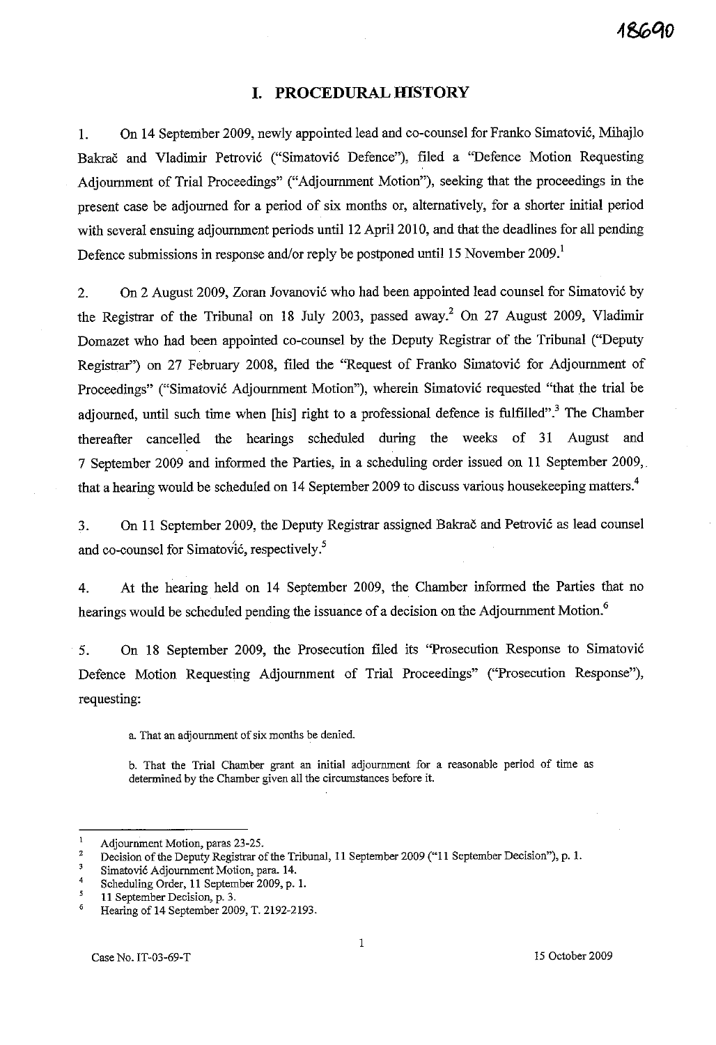# I. PROCEDURAL HISTORY

1. On 14 September 2009, newly appointed lead and co-counsel for Franko Simatović, Mihajlo Bakrač and Vladimir Petrović ("Simatović Defence"), filed a "Defence Motion Requesting Adjournment of Trial Proceedings" ("Adjournment Motion"), seeking that the proceedings in the present case be adjourned for a period of six months or, alternatively, for a shorter initial period with several ensuing adjournment periods until 12 April 2010, and that the deadlines for all pending Defence submissions in response and/or reply be postponed until 15 November 2009.[1]

2. On 2 August 2009, Zoran Jovanović who had been appointed lead counsel for Simatović by the Registrar of the Tribunal on 18 July 2003, passed away.[2] On 27 August 2009, Vladimir Domazet who had been appointed co-counsel by the Deputy Registrar of the Tribunal ("Deputy Registrar") on 27 February 2008, filed the "Request of Franko Simatović for Adjournment of Proceedings" ("Simatović Adjournment Motion"), wherein Simatović requested "that the trial be adjourned, until such time when [his] right to a professional defence is fulfilled".[3] The Chamber thereafter cancelled the hearings scheduled during the weeks of 31 August and 7 September 2009 and informed the Parties, in a scheduling order issued on 11 September 2009, that a hearing would be scheduled on 14 September 2009 to discuss various housekeeping matters.[4]

3. On 11 September 2009, the Deputy Registrar assigned Bakrač and Petrović as lead counsel and co-counsel for Simatović, respectively.[5]

4. At the hearing held on 14 September 2009, the Chamber informed the Parties that no hearings would be scheduled pending the issuance of a decision on the Adjournment Motion.[6]

5. On 18 September 2009, the Prosecution filed its "Prosecution Response to Simatović Defence Motion Requesting Adjournment of Trial Proceedings" ("Prosecution Response"), requesting:

> a. That an adjournment of six months be denied.
>
> b. That the Trial Chamber grant an initial adjournment for a reasonable period of time as determined by the Chamber given all the circumstances before it.

---

[1] Adjournment Motion, paras 23-25.

[2] Decision of the Deputy Registrar of the Tribunal, 11 September 2009 ("11 September Decision"), p. 1.

[3] Simatović Adjournment Motion, para. 14.

[4] Scheduling Order, 11 September 2009, p. 1.

[5] 11 September Decision, p. 3.

[6] Hearing of 14 September 2009, T. 2192-2193.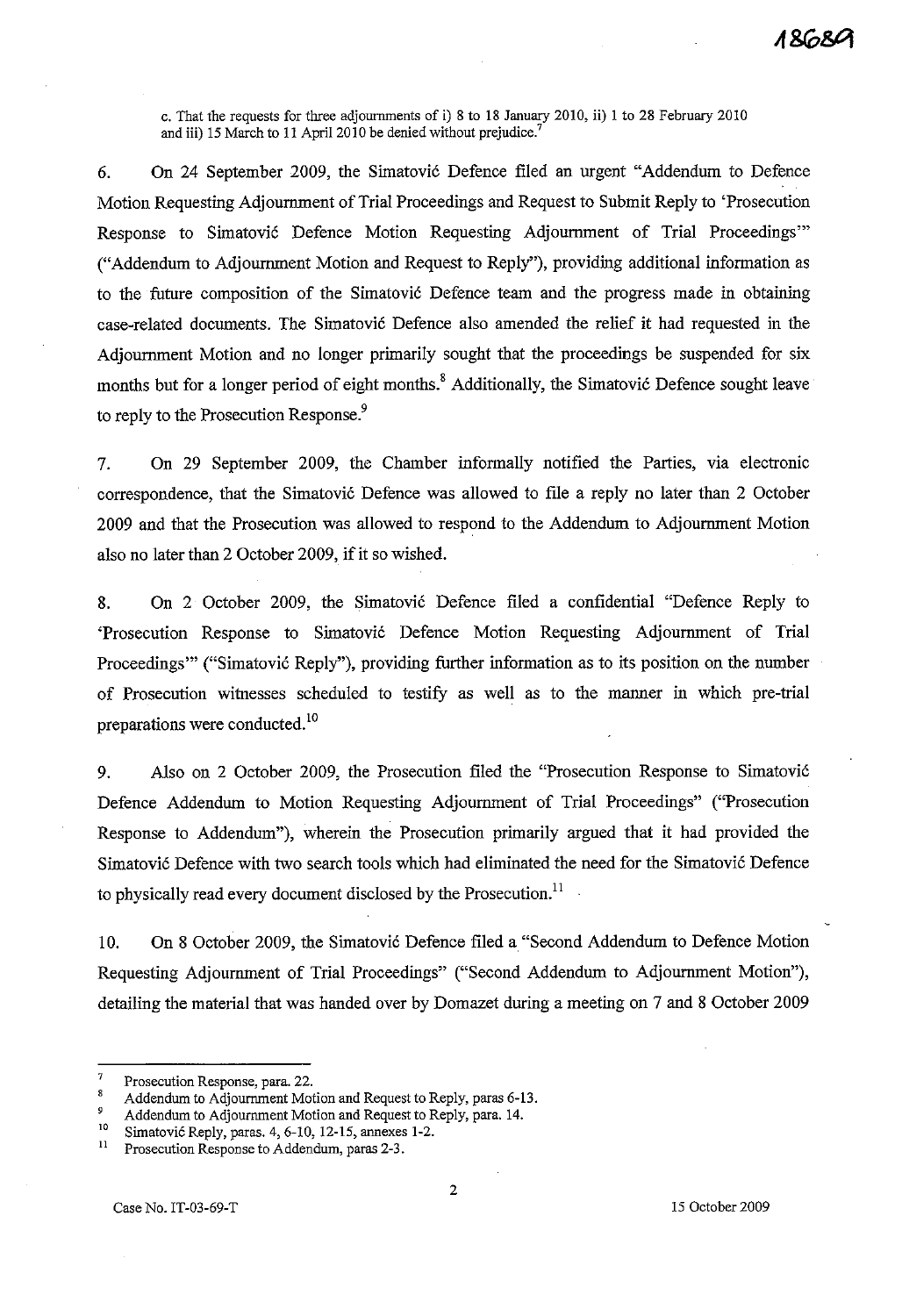c. That the requests for three adjournments of i) 8 to 18 January 2010, ii) 1 to 28 February 2010 and iii) 15 March to 11 April 2010 be denied without prejudice.[7]

6. On 24 September 2009, the Simatović Defence filed an urgent "Addendum to Defence Motion Requesting Adjournment of Trial Proceedings and Request to Submit Reply to 'Prosecution Response to Simatović Defence Motion Requesting Adjournment of Trial Proceedings'" ("Addendum to Adjournment Motion and Request to Reply"), providing additional information as to the future composition of the Simatović Defence team and the progress made in obtaining case-related documents. The Simatović Defence also amended the relief it had requested in the Adjournment Motion and no longer primarily sought that the proceedings be suspended for six months but for a longer period of eight months.[8] Additionally, the Simatović Defence sought leave to reply to the Prosecution Response.[9]

7. On 29 September 2009, the Chamber informally notified the Parties, via electronic correspondence, that the Simatović Defence was allowed to file a reply no later than 2 October 2009 and that the Prosecution was allowed to respond to the Addendum to Adjournment Motion also no later than 2 October 2009, if it so wished.

8. On 2 October 2009, the Simatović Defence filed a confidential "Defence Reply to 'Prosecution Response to Simatović Defence Motion Requesting Adjournment of Trial Proceedings'" ("Simatović Reply"), providing further information as to its position on the number of Prosecution witnesses scheduled to testify as well as to the manner in which pre-trial preparations were conducted.[10]

9. Also on 2 October 2009, the Prosecution filed the "Prosecution Response to Simatović Defence Addendum to Motion Requesting Adjournment of Trial Proceedings" ("Prosecution Response to Addendum"), wherein the Prosecution primarily argued that it had provided the Simatović Defence with two search tools which had eliminated the need for the Simatović Defence to physically read every document disclosed by the Prosecution.[11]

10. On 8 October 2009, the Simatović Defence filed a "Second Addendum to Defence Motion Requesting Adjournment of Trial Proceedings" ("Second Addendum to Adjournment Motion"), detailing the material that was handed over by Domazet during a meeting on 7 and 8 October 2009

---

[7] Prosecution Response, para. 22.

[8] Addendum to Adjournment Motion and Request to Reply, paras 6-13.

[9] Addendum to Adjournment Motion and Request to Reply, para. 14.

[10] Simatović Reply, paras. 4, 6-10, 12-15, annexes 1-2.

[11] Prosecution Response to Addendum, paras 2-3.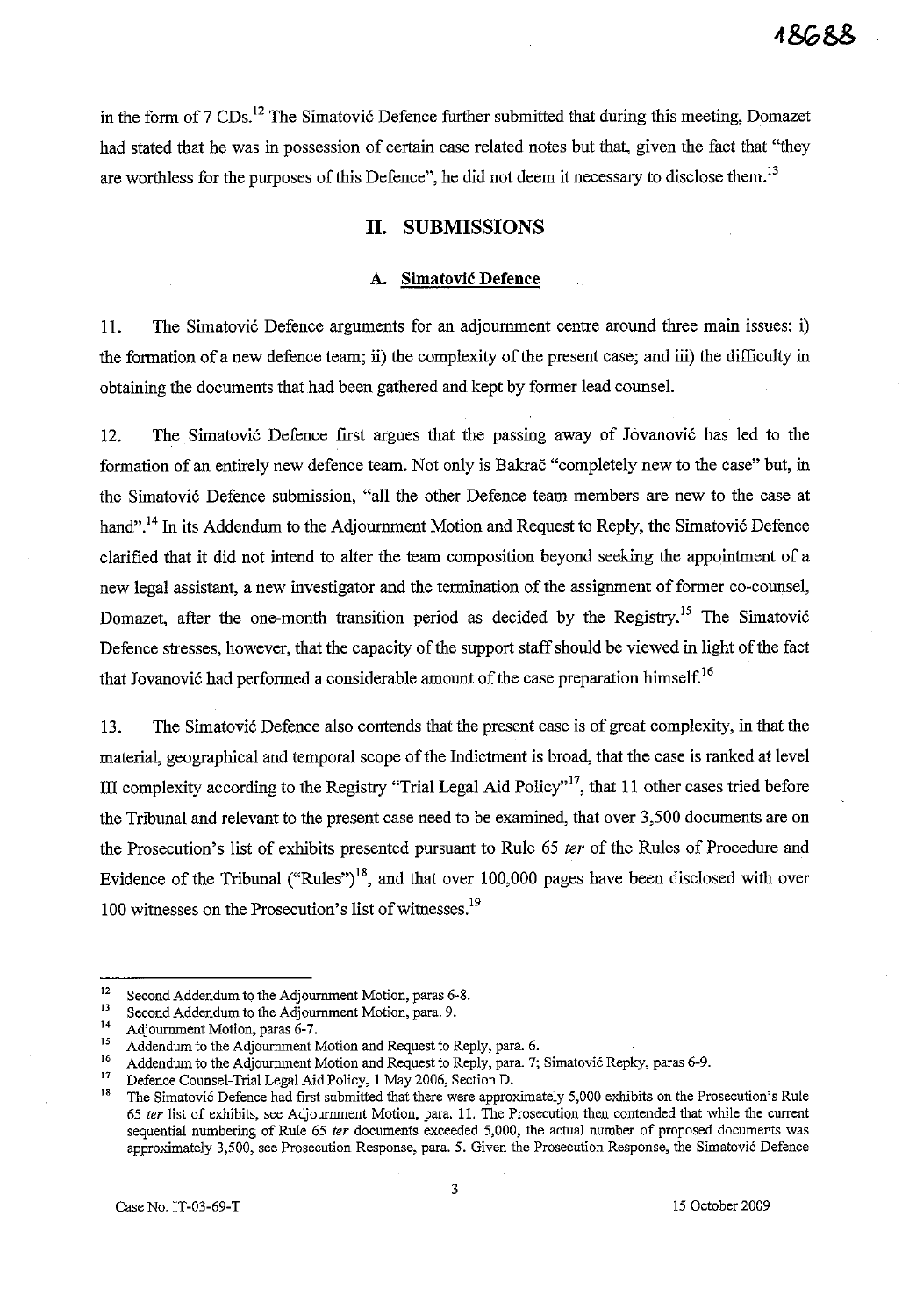in the form of 7 CDs.[12] The Simatović Defence further submitted that during this meeting, Domazet had stated that he was in possession of certain case related notes but that, given the fact that "they are worthless for the purposes of this Defence", he did not deem it necessary to disclose them.[13]

## II. SUBMISSIONS

### A. Simatović Defence

11. The Simatović Defence arguments for an adjournment centre around three main issues: i) the formation of a new defence team; ii) the complexity of the present case; and iii) the difficulty in obtaining the documents that had been gathered and kept by former lead counsel.

12. The Simatović Defence first argues that the passing away of Jovanović has led to the formation of an entirely new defence team. Not only is Bakrač "completely new to the case" but, in the Simatović Defence submission, "all the other Defence team members are new to the case at hand".[14] In its Addendum to the Adjournment Motion and Request to Reply, the Simatović Defence clarified that it did not intend to alter the team composition beyond seeking the appointment of a new legal assistant, a new investigator and the termination of the assignment of former co-counsel, Domazet, after the one-month transition period as decided by the Registry.[15] The Simatović Defence stresses, however, that the capacity of the support staff should be viewed in light of the fact that Jovanović had performed a considerable amount of the case preparation himself.[16]

13. The Simatović Defence also contends that the present case is of great complexity, in that the material, geographical and temporal scope of the Indictment is broad, that the case is ranked at level III complexity according to the Registry "Trial Legal Aid Policy"[17], that 11 other cases tried before the Tribunal and relevant to the present case need to be examined, that over 3,500 documents are on the Prosecution's list of exhibits presented pursuant to Rule 65 *ter* of the Rules of Procedure and Evidence of the Tribunal ("Rules")[18], and that over 100,000 pages have been disclosed with over 100 witnesses on the Prosecution's list of witnesses.[19]

---

[12] Second Addendum to the Adjournment Motion, paras 6-8.

[13] Second Addendum to the Adjournment Motion, para. 9.

[14] Adjournment Motion, paras 6-7.

[15] Addendum to the Adjournment Motion and Request to Reply, para. 6.

[16] Addendum to the Adjournment Motion and Request to Reply, para. 7; Simatović Repky, paras 6-9.

[17] Defence Counsel-Trial Legal Aid Policy, 1 May 2006, Section D.

[18] The Simatović Defence had first submitted that there were approximately 5,000 exhibits on the Prosecution's Rule 65 *ter* list of exhibits, see Adjournment Motion, para. 11. The Prosecution then contended that while the current sequential numbering of Rule 65 *ter* documents exceeded 5,000, the actual number of proposed documents was approximately 3,500, see Prosecution Response, para. 5. Given the Prosecution Response, the Simatović Defence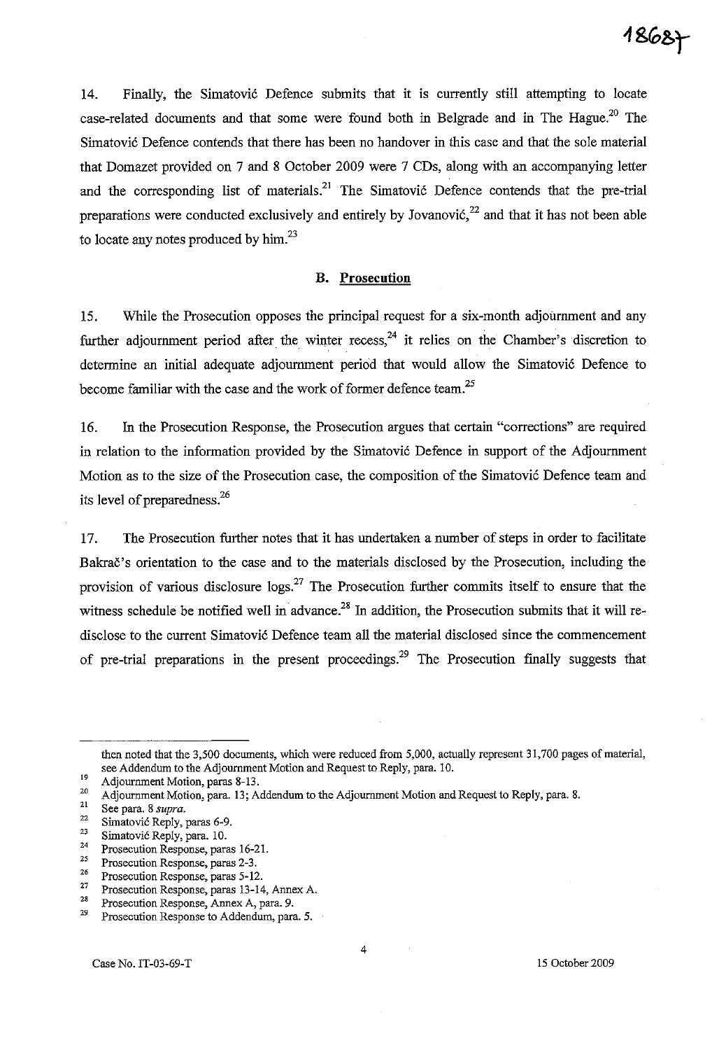14. Finally, the Simatović Defence submits that it is currently still attempting to locate case-related documents and that some were found both in Belgrade and in The Hague.[20] The Simatović Defence contends that there has been no handover in this case and that the sole material that Domazet provided on 7 and 8 October 2009 were 7 CDs, along with an accompanying letter and the corresponding list of materials.[21] The Simatović Defence contends that the pre-trial preparations were conducted exclusively and entirely by Jovanović,[22] and that it has not been able to locate any notes produced by him.[23]

## B. Prosecution

15. While the Prosecution opposes the principal request for a six-month adjournment and any further adjournment period after the winter recess,[24] it relies on the Chamber's discretion to determine an initial adequate adjournment period that would allow the Simatović Defence to become familiar with the case and the work of former defence team.[25]

16. In the Prosecution Response, the Prosecution argues that certain "corrections" are required in relation to the information provided by the Simatović Defence in support of the Adjournment Motion as to the size of the Prosecution case, the composition of the Simatović Defence team and its level of preparedness.[26]

17. The Prosecution further notes that it has undertaken a number of steps in order to facilitate Bakrač's orientation to the case and to the materials disclosed by the Prosecution, including the provision of various disclosure logs.[27] The Prosecution further commits itself to ensure that the witness schedule be notified well in advance.[28] In addition, the Prosecution submits that it will re-disclose to the current Simatović Defence team all the material disclosed since the commencement of pre-trial preparations in the present proceedings.[29] The Prosecution finally suggests that

---

then noted that the 3,500 documents, which were reduced from 5,000, actually represent 31,700 pages of material, see Addendum to the Adjournment Motion and Request to Reply, para. 10.

[19] Adjournment Motion, paras 8-13.

[20] Adjournment Motion, para. 13; Addendum to the Adjournment Motion and Request to Reply, para. 8.

[21] See para. 8 *supra*.

[22] Simatović Reply, paras 6-9.

[23] Simatović Reply, para. 10.

[24] Prosecution Response, paras 16-21.

[25] Prosecution Response, paras 2-3.

[26] Prosecution Response, paras 5-12.

[27] Prosecution Response, paras 13-14, Annex A.

[28] Prosecution Response, Annex A, para. 9.

[29] Prosecution Response to Addendum, para. 5.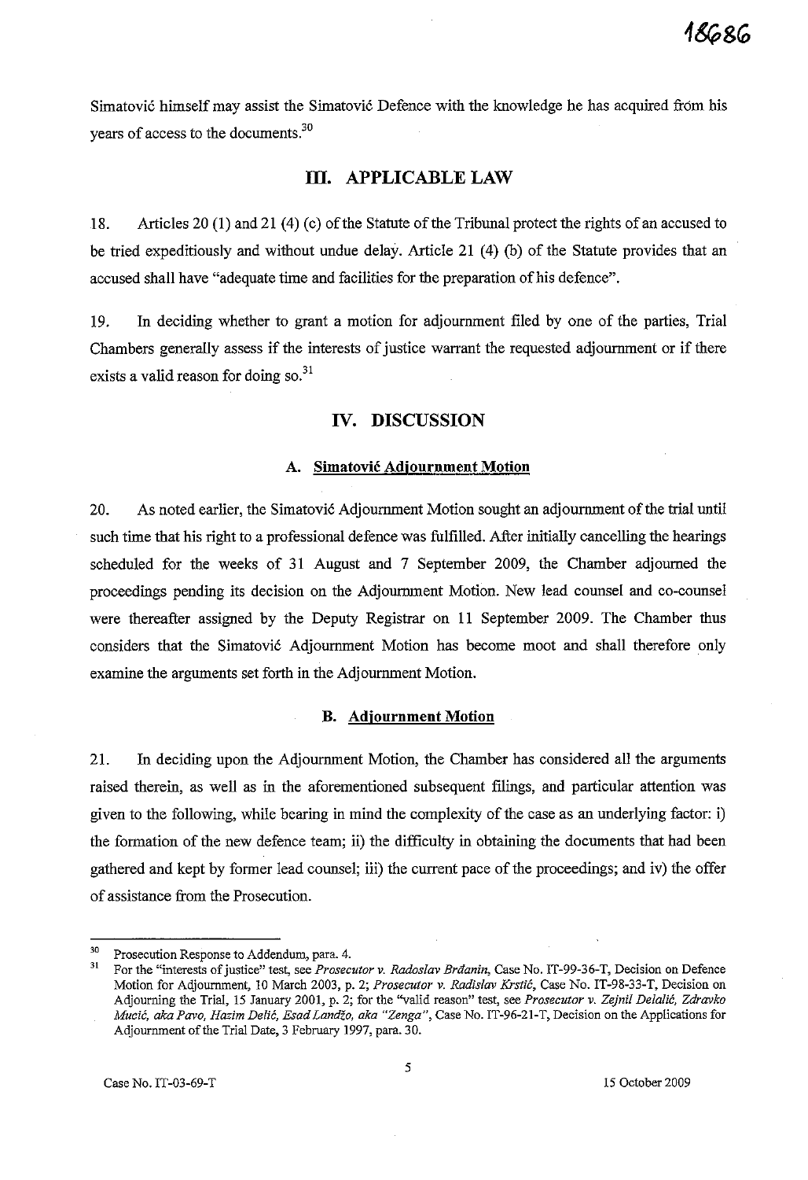Simatović himself may assist the Simatović Defence with the knowledge he has acquired from his years of access to the documents.[30]

## III. APPLICABLE LAW

18. Articles 20 (1) and 21 (4) (c) of the Statute of the Tribunal protect the rights of an accused to be tried expeditiously and without undue delay. Article 21 (4) (b) of the Statute provides that an accused shall have "adequate time and facilities for the preparation of his defence".

19. In deciding whether to grant a motion for adjournment filed by one of the parties, Trial Chambers generally assess if the interests of justice warrant the requested adjournment or if there exists a valid reason for doing so.[31]

## IV. DISCUSSION

### A. Simatović Adjournment Motion

20. As noted earlier, the Simatović Adjournment Motion sought an adjournment of the trial until such time that his right to a professional defence was fulfilled. After initially cancelling the hearings scheduled for the weeks of 31 August and 7 September 2009, the Chamber adjourned the proceedings pending its decision on the Adjournment Motion. New lead counsel and co-counsel were thereafter assigned by the Deputy Registrar on 11 September 2009. The Chamber thus considers that the Simatović Adjournment Motion has become moot and shall therefore only examine the arguments set forth in the Adjournment Motion.

### B. Adjournment Motion

21. In deciding upon the Adjournment Motion, the Chamber has considered all the arguments raised therein, as well as in the aforementioned subsequent filings, and particular attention was given to the following, while bearing in mind the complexity of the case as an underlying factor: i) the formation of the new defence team; ii) the difficulty in obtaining the documents that had been gathered and kept by former lead counsel; iii) the current pace of the proceedings; and iv) the offer of assistance from the Prosecution.

---

[30] Prosecution Response to Addendum, para. 4.

[31] For the "interests of justice" test, see *Prosecutor v. Radoslav Brđanin*, Case No. IT-99-36-T, Decision on Defence Motion for Adjournment, 10 March 2003, p. 2; *Prosecutor v. Radislav Krstić*, Case No. IT-98-33-T, Decision on Adjourning the Trial, 15 January 2001, p. 2; for the "valid reason" test, see *Prosecutor v. Zejnil Delalić, Zdravko Mucić, aka Pavo, Hazim Delić, Esad Landžo, aka "Zenga"*, Case No. IT-96-21-T, Decision on the Applications for Adjournment of the Trial Date, 3 February 1997, para. 30.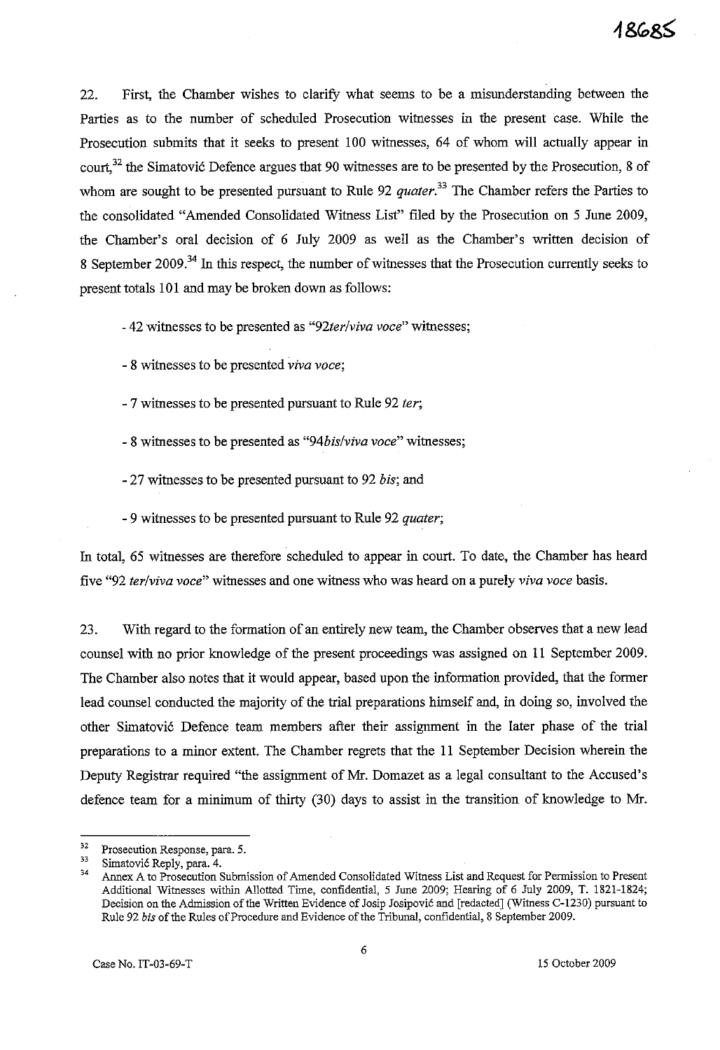22. First, the Chamber wishes to clarify what seems to be a misunderstanding between the Parties as to the number of scheduled Prosecution witnesses in the present case. While the Prosecution submits that it seeks to present 100 witnesses, 64 of whom will actually appear in court,[32] the Simatović Defence argues that 90 witnesses are to be presented by the Prosecution, 8 of whom are sought to be presented pursuant to Rule 92 *quater*.[33] The Chamber refers the Parties to the consolidated "Amended Consolidated Witness List" filed by the Prosecution on 5 June 2009, the Chamber's oral decision of 6 July 2009 as well as the Chamber's written decision of 8 September 2009.[34] In this respect, the number of witnesses that the Prosecution currently seeks to present totals 101 and may be broken down as follows:

- 42 witnesses to be presented as "92*ter*/*viva voce*" witnesses;

- 8 witnesses to be presented *viva voce*;

- 7 witnesses to be presented pursuant to Rule 92 *ter*;

- 8 witnesses to be presented as "94*bis*/*viva voce*" witnesses;

- 27 witnesses to be presented pursuant to 92 *bis*; and

- 9 witnesses to be presented pursuant to Rule 92 *quater*;

In total, 65 witnesses are therefore scheduled to appear in court. To date, the Chamber has heard five "92 *ter*/*viva voce*" witnesses and one witness who was heard on a purely *viva voce* basis.

23. With regard to the formation of an entirely new team, the Chamber observes that a new lead counsel with no prior knowledge of the present proceedings was assigned on 11 September 2009. The Chamber also notes that it would appear, based upon the information provided, that the former lead counsel conducted the majority of the trial preparations himself and, in doing so, involved the other Simatović Defence team members after their assignment in the later phase of the trial preparations to a minor extent. The Chamber regrets that the 11 September Decision wherein the Deputy Registrar required "the assignment of Mr. Domazet as a legal consultant to the Accused's defence team for a minimum of thirty (30) days to assist in the transition of knowledge to Mr.

---

[32] Prosecution Response, para. 5.

[33] Simatović Reply, para. 4.

[34] Annex A to Prosecution Submission of Amended Consolidated Witness List and Request for Permission to Present Additional Witnesses within Allotted Time, confidential, 5 June 2009; Hearing of 6 July 2009, T. 1821-1824; Decision on the Admission of the Written Evidence of Josip Josipović and [redacted] (Witness C-1230) pursuant to Rule 92 *bis* of the Rules of Procedure and Evidence of the Tribunal, confidential, 8 September 2009.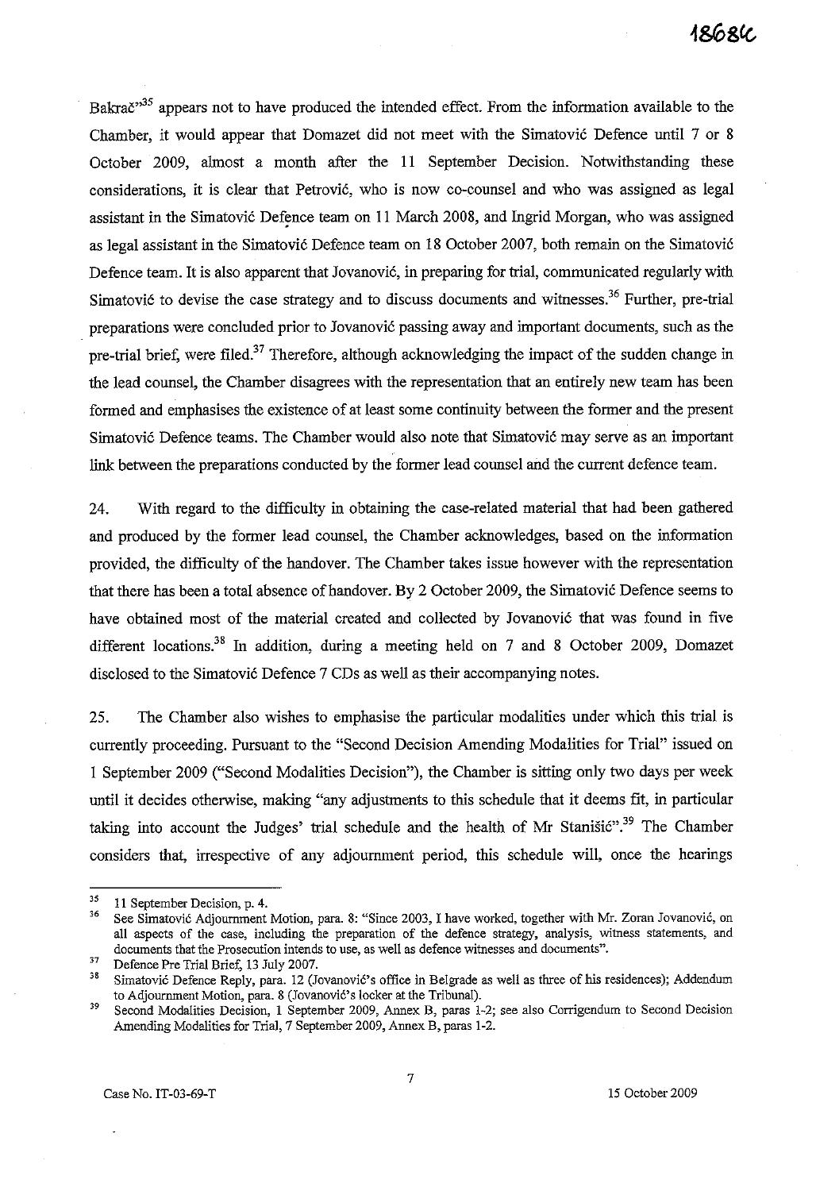Bakrač"[35] appears not to have produced the intended effect. From the information available to the Chamber, it would appear that Domazet did not meet with the Simatović Defence until 7 or 8 October 2009, almost a month after the 11 September Decision. Notwithstanding these considerations, it is clear that Petrović, who is now co-counsel and who was assigned as legal assistant in the Simatović Defence team on 11 March 2008, and Ingrid Morgan, who was assigned as legal assistant in the Simatović Defence team on 18 October 2007, both remain on the Simatović Defence team. It is also apparent that Jovanović, in preparing for trial, communicated regularly with Simatović to devise the case strategy and to discuss documents and witnesses.[36] Further, pre-trial preparations were concluded prior to Jovanović passing away and important documents, such as the pre-trial brief, were filed.[37] Therefore, although acknowledging the impact of the sudden change in the lead counsel, the Chamber disagrees with the representation that an entirely new team has been formed and emphasises the existence of at least some continuity between the former and the present Simatović Defence teams. The Chamber would also note that Simatović may serve as an important link between the preparations conducted by the former lead counsel and the current defence team.

24. With regard to the difficulty in obtaining the case-related material that had been gathered and produced by the former lead counsel, the Chamber acknowledges, based on the information provided, the difficulty of the handover. The Chamber takes issue however with the representation that there has been a total absence of handover. By 2 October 2009, the Simatović Defence seems to have obtained most of the material created and collected by Jovanović that was found in five different locations.[38] In addition, during a meeting held on 7 and 8 October 2009, Domazet disclosed to the Simatović Defence 7 CDs as well as their accompanying notes.

25. The Chamber also wishes to emphasise the particular modalities under which this trial is currently proceeding. Pursuant to the "Second Decision Amending Modalities for Trial" issued on 1 September 2009 ("Second Modalities Decision"), the Chamber is sitting only two days per week until it decides otherwise, making "any adjustments to this schedule that it deems fit, in particular taking into account the Judges' trial schedule and the health of Mr Stanišić".[39] The Chamber considers that, irrespective of any adjournment period, this schedule will, once the hearings

---

[35] 11 September Decision, p. 4.

[36] See Simatović Adjournment Motion, para. 8: "Since 2003, I have worked, together with Mr. Zoran Jovanović, on all aspects of the case, including the preparation of the defence strategy, analysis, witness statements, and documents that the Prosecution intends to use, as well as defence witnesses and documents".

[37] Defence Pre Trial Brief, 13 July 2007.

[38] Simatović Defence Reply, para. 12 (Jovanović's office in Belgrade as well as three of his residences); Addendum to Adjournment Motion, para. 8 (Jovanović's locker at the Tribunal).

[39] Second Modalities Decision, 1 September 2009, Annex B, paras 1-2; see also Corrigendum to Second Decision Amending Modalities for Trial, 7 September 2009, Annex B, paras 1-2.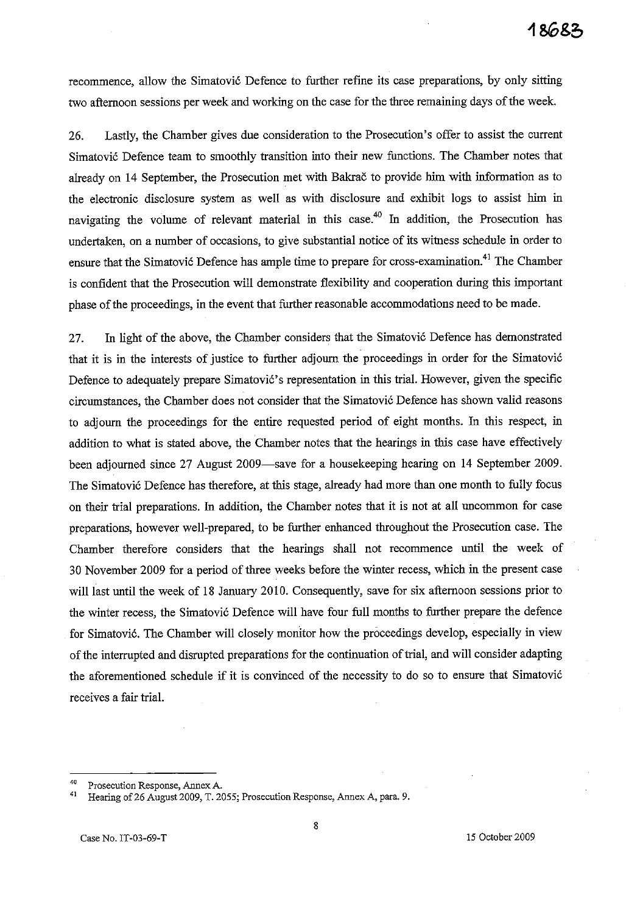recommence, allow the Simatović Defence to further refine its case preparations, by only sitting two afternoon sessions per week and working on the case for the three remaining days of the week.

26. Lastly, the Chamber gives due consideration to the Prosecution's offer to assist the current Simatović Defence team to smoothly transition into their new functions. The Chamber notes that already on 14 September, the Prosecution met with Bakrač to provide him with information as to the electronic disclosure system as well as with disclosure and exhibit logs to assist him in navigating the volume of relevant material in this case.[40] In addition, the Prosecution has undertaken, on a number of occasions, to give substantial notice of its witness schedule in order to ensure that the Simatović Defence has ample time to prepare for cross-examination.[41] The Chamber is confident that the Prosecution will demonstrate flexibility and cooperation during this important phase of the proceedings, in the event that further reasonable accommodations need to be made.

27. In light of the above, the Chamber considers that the Simatović Defence has demonstrated that it is in the interests of justice to further adjourn the proceedings in order for the Simatović Defence to adequately prepare Simatović's representation in this trial. However, given the specific circumstances, the Chamber does not consider that the Simatović Defence has shown valid reasons to adjourn the proceedings for the entire requested period of eight months. In this respect, in addition to what is stated above, the Chamber notes that the hearings in this case have effectively been adjourned since 27 August 2009—save for a housekeeping hearing on 14 September 2009. The Simatović Defence has therefore, at this stage, already had more than one month to fully focus on their trial preparations. In addition, the Chamber notes that it is not at all uncommon for case preparations, however well-prepared, to be further enhanced throughout the Prosecution case. The Chamber therefore considers that the hearings shall not recommence until the week of 30 November 2009 for a period of three weeks before the winter recess, which in the present case will last until the week of 18 January 2010. Consequently, save for six afternoon sessions prior to the winter recess, the Simatović Defence will have four full months to further prepare the defence for Simatović. The Chamber will closely monitor how the proceedings develop, especially in view of the interrupted and disrupted preparations for the continuation of trial, and will consider adapting the aforementioned schedule if it is convinced of the necessity to do so to ensure that Simatović receives a fair trial.

---

[40] Prosecution Response, Annex A.

[41] Hearing of 26 August 2009, T. 2055; Prosecution Response, Annex A, para. 9.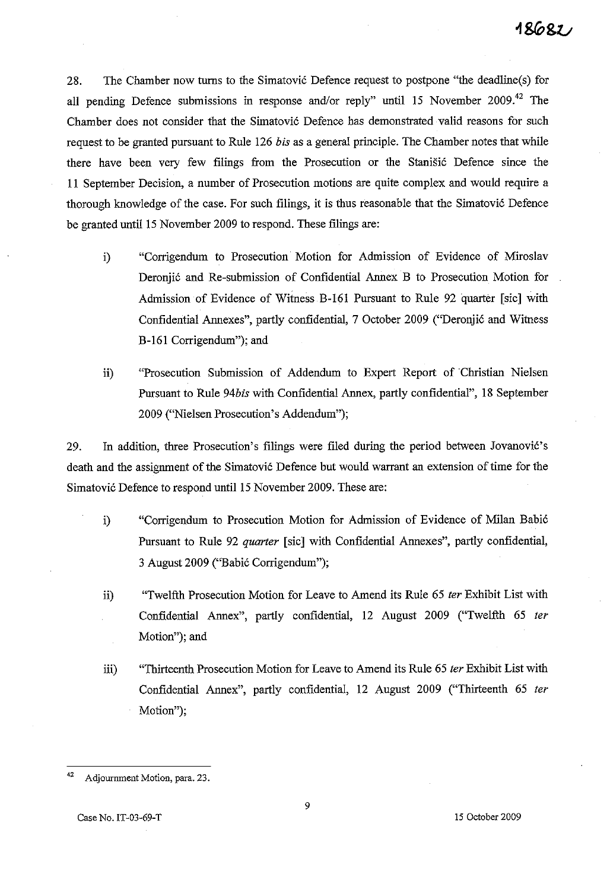28. The Chamber now turns to the Simatović Defence request to postpone "the deadline(s) for all pending Defence submissions in response and/or reply" until 15 November 2009.[42] The Chamber does not consider that the Simatović Defence has demonstrated valid reasons for such request to be granted pursuant to Rule 126 *bis* as a general principle. The Chamber notes that while there have been very few filings from the Prosecution or the Stanišić Defence since the 11 September Decision, a number of Prosecution motions are quite complex and would require a thorough knowledge of the case. For such filings, it is thus reasonable that the Simatović Defence be granted until 15 November 2009 to respond. These filings are:

i) "Corrigendum to Prosecution Motion for Admission of Evidence of Miroslav Deronjić and Re-submission of Confidential Annex B to Prosecution Motion for Admission of Evidence of Witness B-161 Pursuant to Rule 92 quarter [sic] with Confidential Annexes", partly confidential, 7 October 2009 ("Deronjić and Witness B-161 Corrigendum"); and

ii) "Prosecution Submission of Addendum to Expert Report of Christian Nielsen Pursuant to Rule 94*bis* with Confidential Annex, partly confidential", 18 September 2009 ("Nielsen Prosecution's Addendum");

29. In addition, three Prosecution's filings were filed during the period between Jovanović's death and the assignment of the Simatović Defence but would warrant an extension of time for the Simatović Defence to respond until 15 November 2009. These are:

i) "Corrigendum to Prosecution Motion for Admission of Evidence of Milan Babić Pursuant to Rule 92 *quarter* [sic] with Confidential Annexes", partly confidential, 3 August 2009 ("Babić Corrigendum");

ii) "Twelfth Prosecution Motion for Leave to Amend its Rule 65 *ter* Exhibit List with Confidential Annex", partly confidential, 12 August 2009 ("Twelfth 65 *ter* Motion"); and

iii) "Thirteenth Prosecution Motion for Leave to Amend its Rule 65 *ter* Exhibit List with Confidential Annex", partly confidential, 12 August 2009 ("Thirteenth 65 *ter* Motion");

---

[42] Adjournment Motion, para. 23.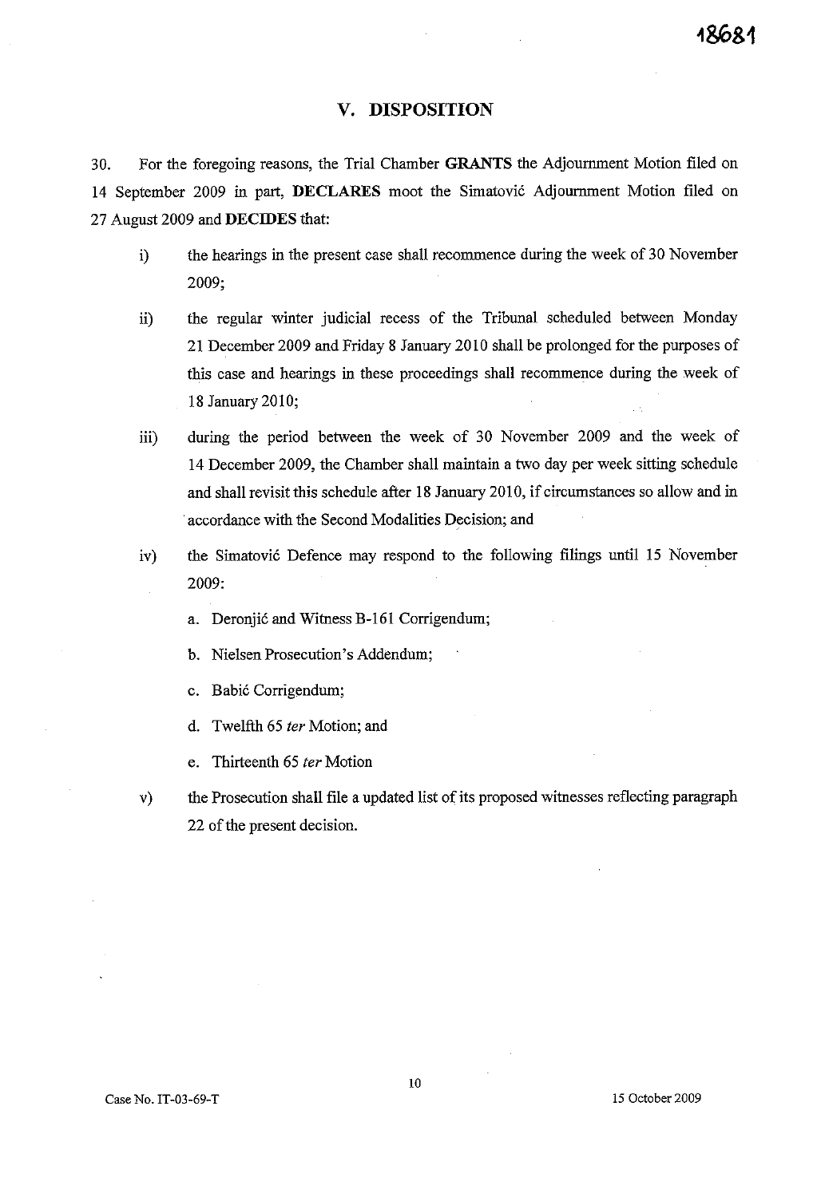## V. DISPOSITION

30. For the foregoing reasons, the Trial Chamber **GRANTS** the Adjournment Motion filed on 14 September 2009 in part, **DECLARES** moot the Simatović Adjournment Motion filed on 27 August 2009 and **DECIDES** that:

i) the hearings in the present case shall recommence during the week of 30 November 2009;

ii) the regular winter judicial recess of the Tribunal scheduled between Monday 21 December 2009 and Friday 8 January 2010 shall be prolonged for the purposes of this case and hearings in these proceedings shall recommence during the week of 18 January 2010;

iii) during the period between the week of 30 November 2009 and the week of 14 December 2009, the Chamber shall maintain a two day per week sitting schedule and shall revisit this schedule after 18 January 2010, if circumstances so allow and in accordance with the Second Modalities Decision; and

iv) the Simatović Defence may respond to the following filings until 15 November 2009:

   a. Deronjić and Witness B-161 Corrigendum;

   b. Nielsen Prosecution's Addendum;

   c. Babić Corrigendum;

   d. Twelfth 65 *ter* Motion; and

   e. Thirteenth 65 *ter* Motion

v) the Prosecution shall file a updated list of its proposed witnesses reflecting paragraph 22 of the present decision.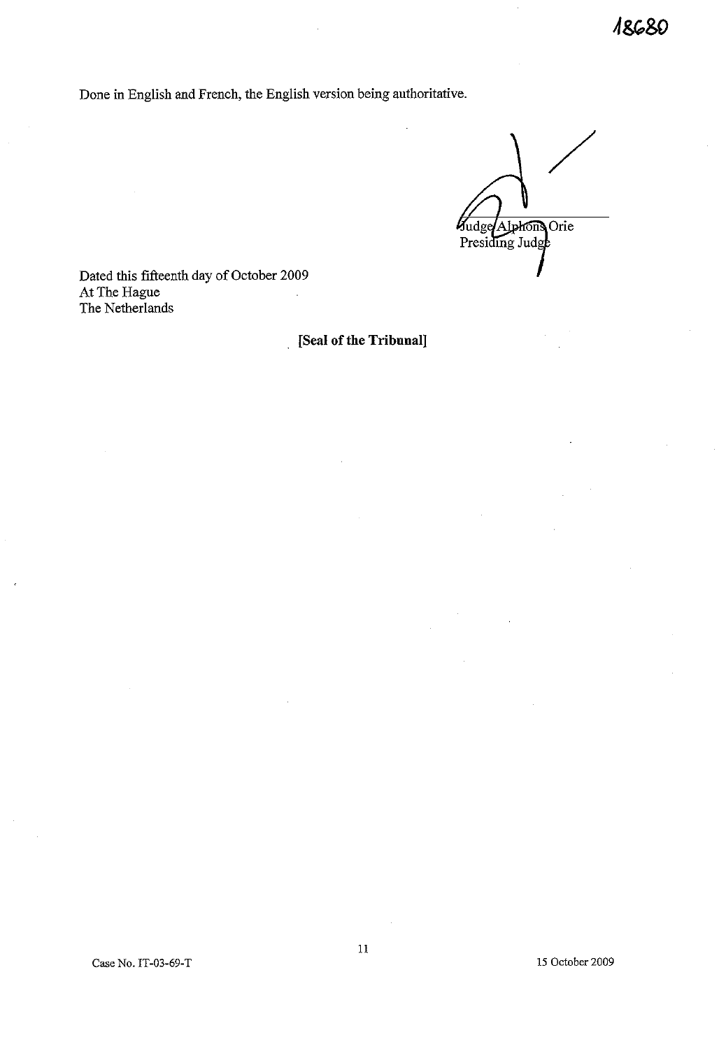18680

Done in English and French, the English version being authoritative.

Judge Alphons Orie
Presiding Judge

Dated this fifteenth day of October 2009
At The Hague
The Netherlands

**[Seal of the Tribunal]**

Case No. IT-03-69-T

15 October 2009